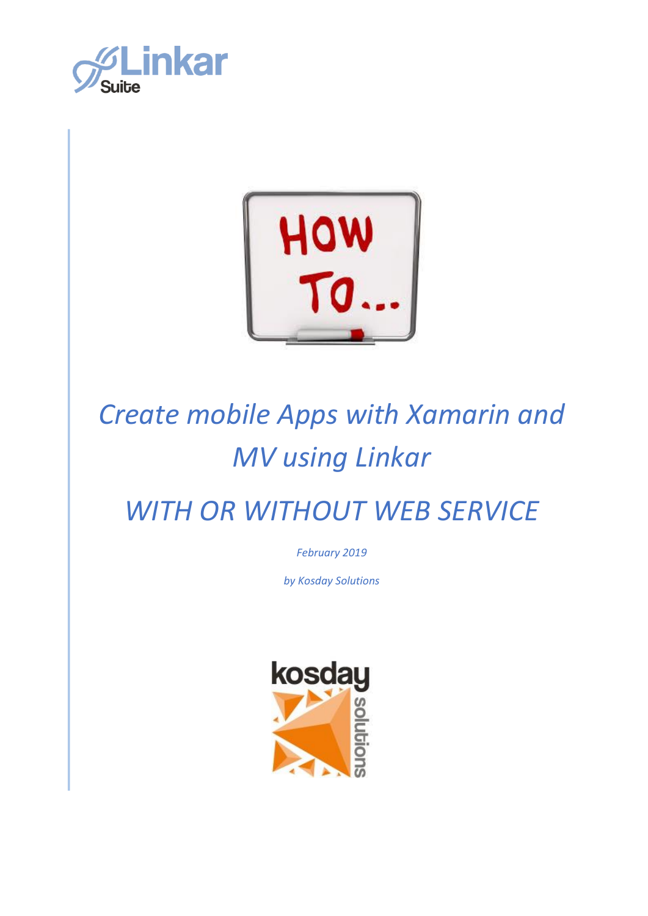# *Create mobile Apps with Xamarin and MV using Linkar*

# *WITH OR WITHOUT WEB SERVICE*

*February 2019*

*by Kosday Solutions*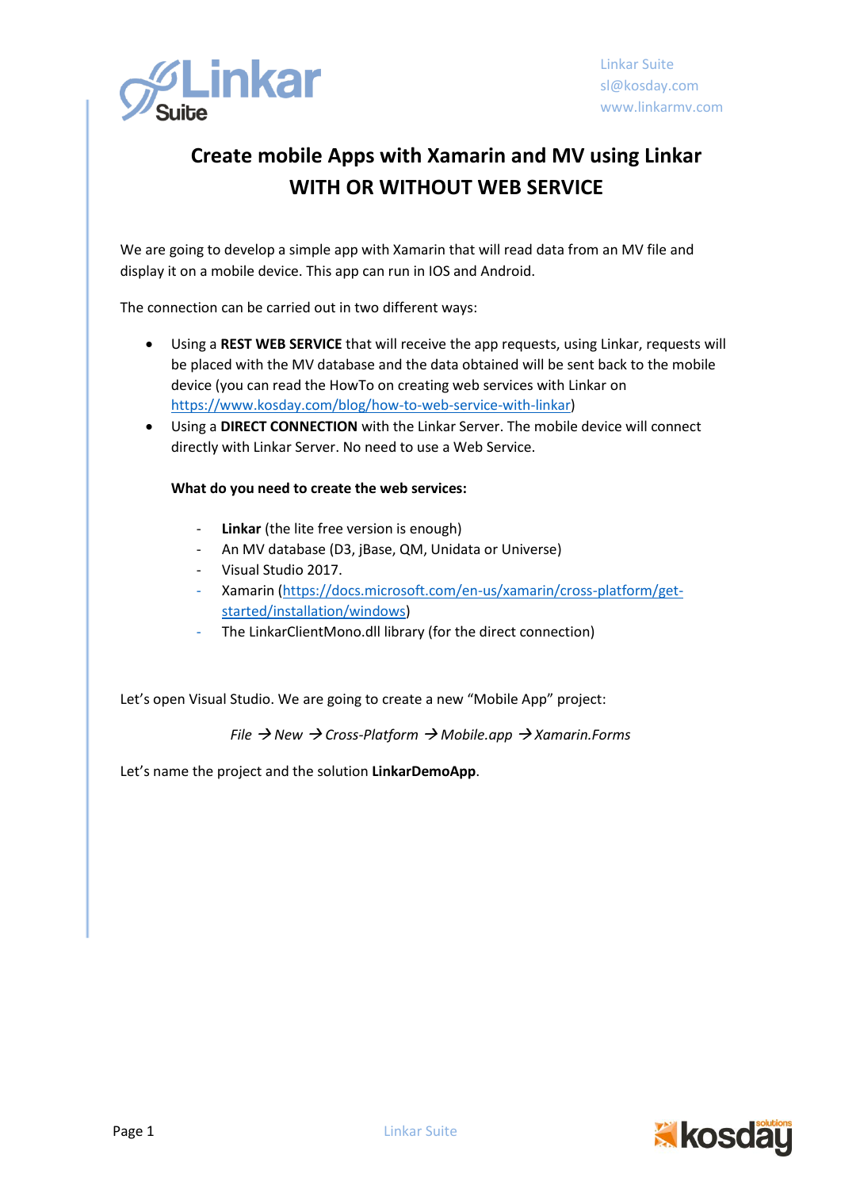# Create mobile Apps with Xamarin and MV using Linkar
## WITH OR WITHOUT WEB SERVICE

We are going to develop a simple app with Xamarin that will read data from an MV file and display it on a mobile device. This app can run in IOS and Android.

The connection can be carried out in two different ways:

- Using a **REST WEB SERVICE** that will receive the app requests, using Linkar, requests will be placed with the MV database and the data obtained will be sent back to the mobile device (you can read the HowTo on creating web services with Linkar on https://www.kosday.com/blog/how-to-web-service-with-linkar)
- Using a **DIRECT CONNECTION** with the Linkar Server. The mobile device will connect directly with Linkar Server. No need to use a Web Service.

**What do you need to create the web services:**

- **Linkar** (the lite free version is enough)
- An MV database (D3, jBase, QM, Unidata or Universe)
- Visual Studio 2017.
- Xamarin (https://docs.microsoft.com/en-us/xamarin/cross-platform/get-started/installation/windows)
- The LinkarClientMono.dll library (for the direct connection)

Let's open Visual Studio. We are going to create a new "Mobile App" project:

*File → New → Cross-Platform → Mobile.app → Xamarin.Forms*

Let's name the project and the solution **LinkarDemoApp**.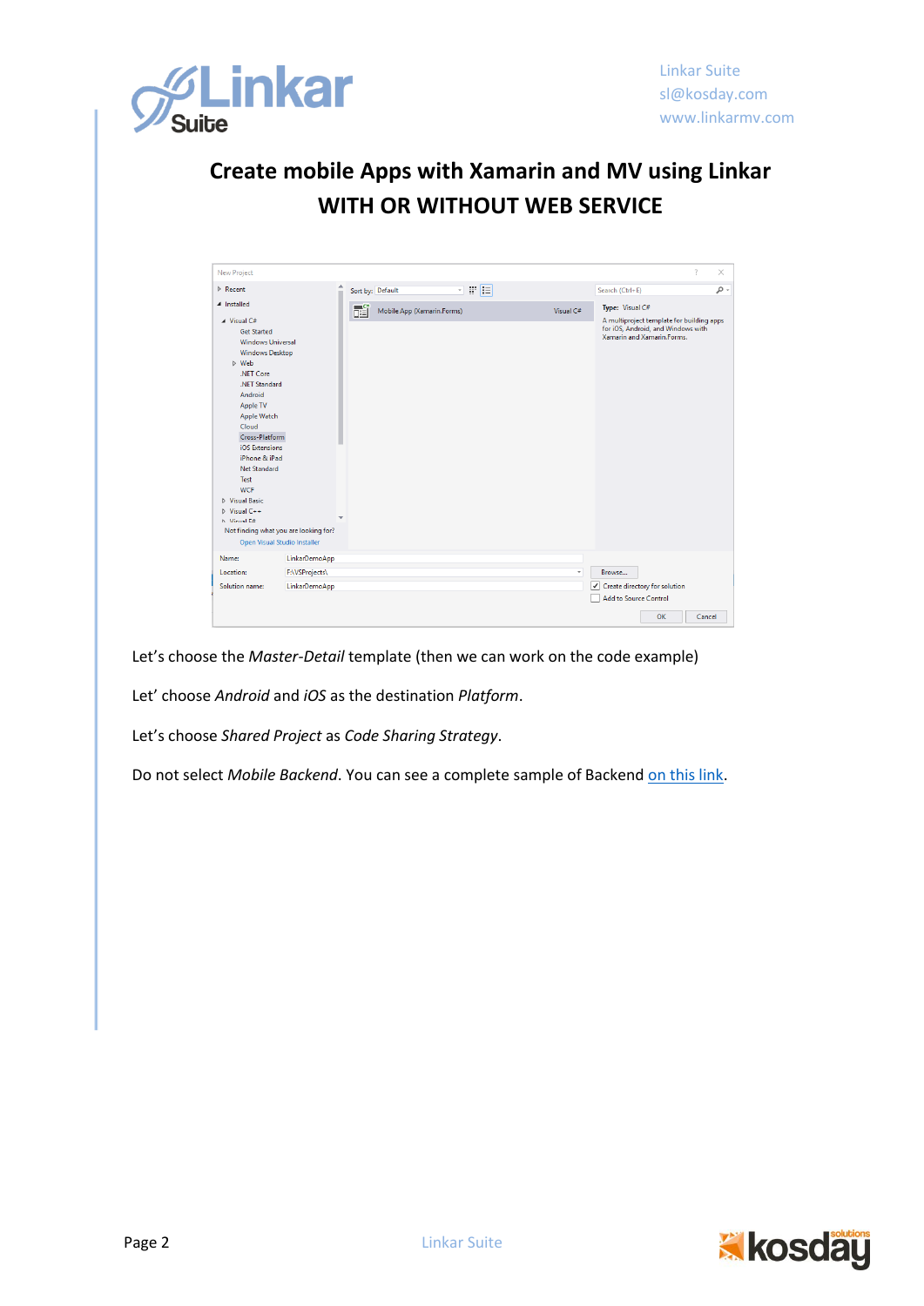# Create mobile Apps with Xamarin and MV using Linkar WITH OR WITHOUT WEB SERVICE

Let's choose the *Master-Detail* template (then we can work on the code example)

Let' choose *Android* and *iOS* as the destination *Platform*.

Let's choose *Shared Project* as *Code Sharing Strategy*.

Do not select *Mobile Backend*. You can see a complete sample of Backend [on this link](on this link).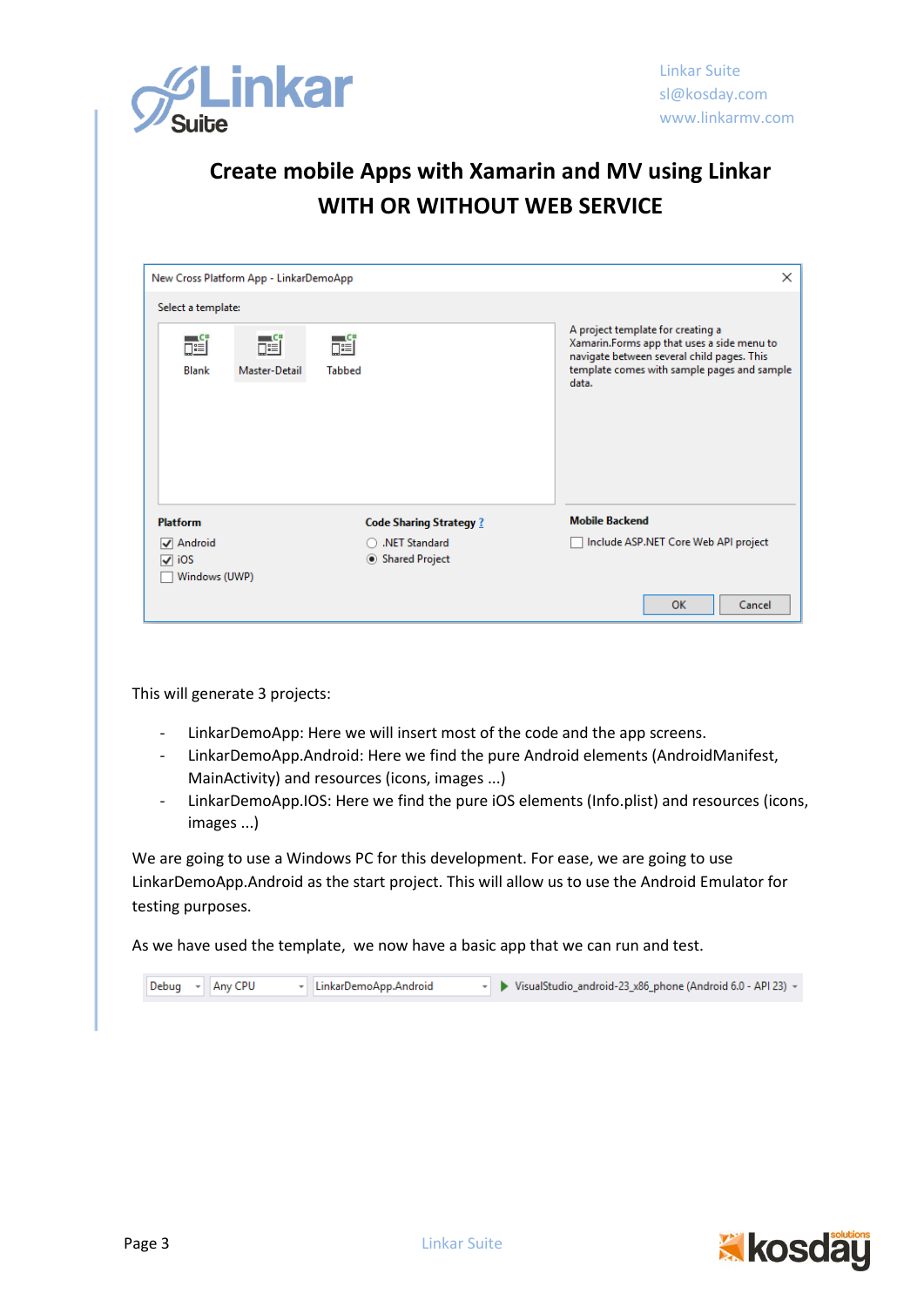# Create mobile Apps with Xamarin and MV using Linkar
## WITH OR WITHOUT WEB SERVICE

This will generate 3 projects:

- LinkarDemoApp: Here we will insert most of the code and the app screens.
- LinkarDemoApp.Android: Here we find the pure Android elements (AndroidManifest, MainActivity) and resources (icons, images ...)
- LinkarDemoApp.IOS: Here we find the pure iOS elements (Info.plist) and resources (icons, images ...)

We are going to use a Windows PC for this development. For ease, we are going to use LinkarDemoApp.Android as the start project. This will allow us to use the Android Emulator for testing purposes.

As we have used the template, we now have a basic app that we can run and test.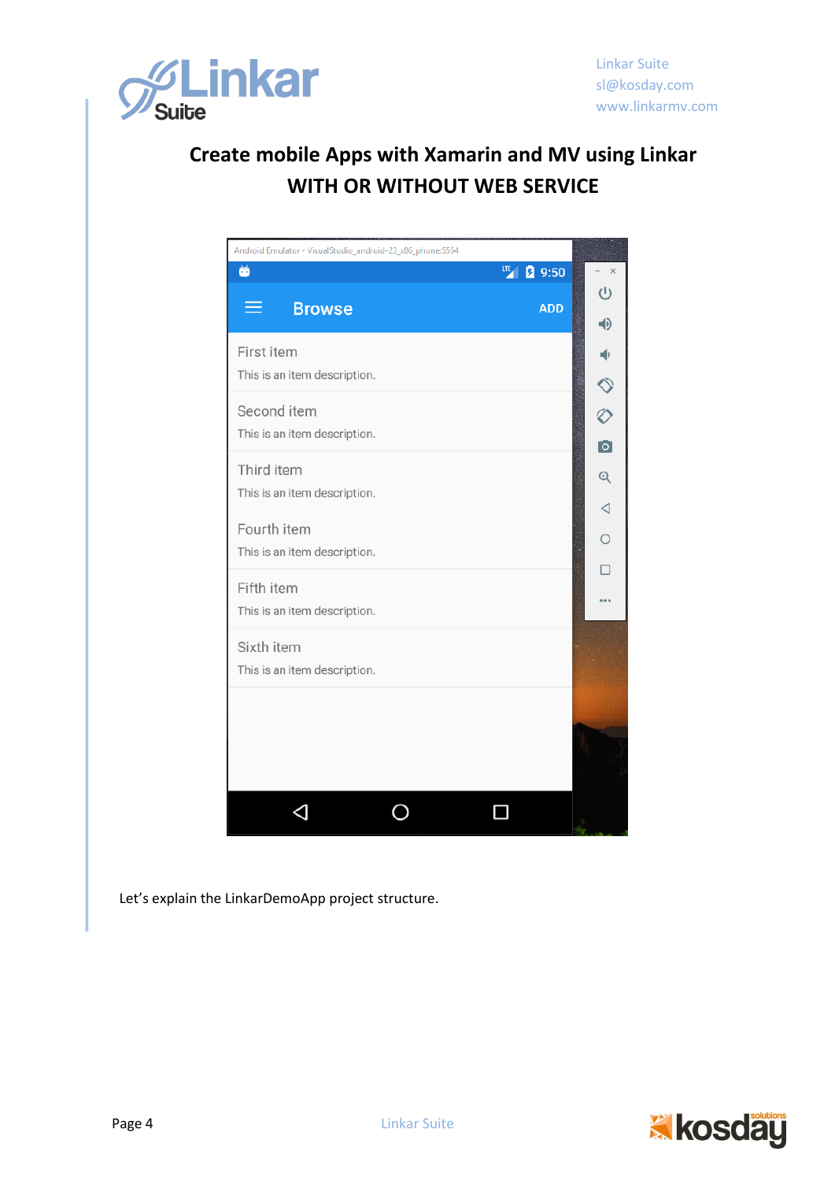# Create mobile Apps with Xamarin and MV using Linkar
## WITH OR WITHOUT WEB SERVICE

Let's explain the LinkarDemoApp project structure.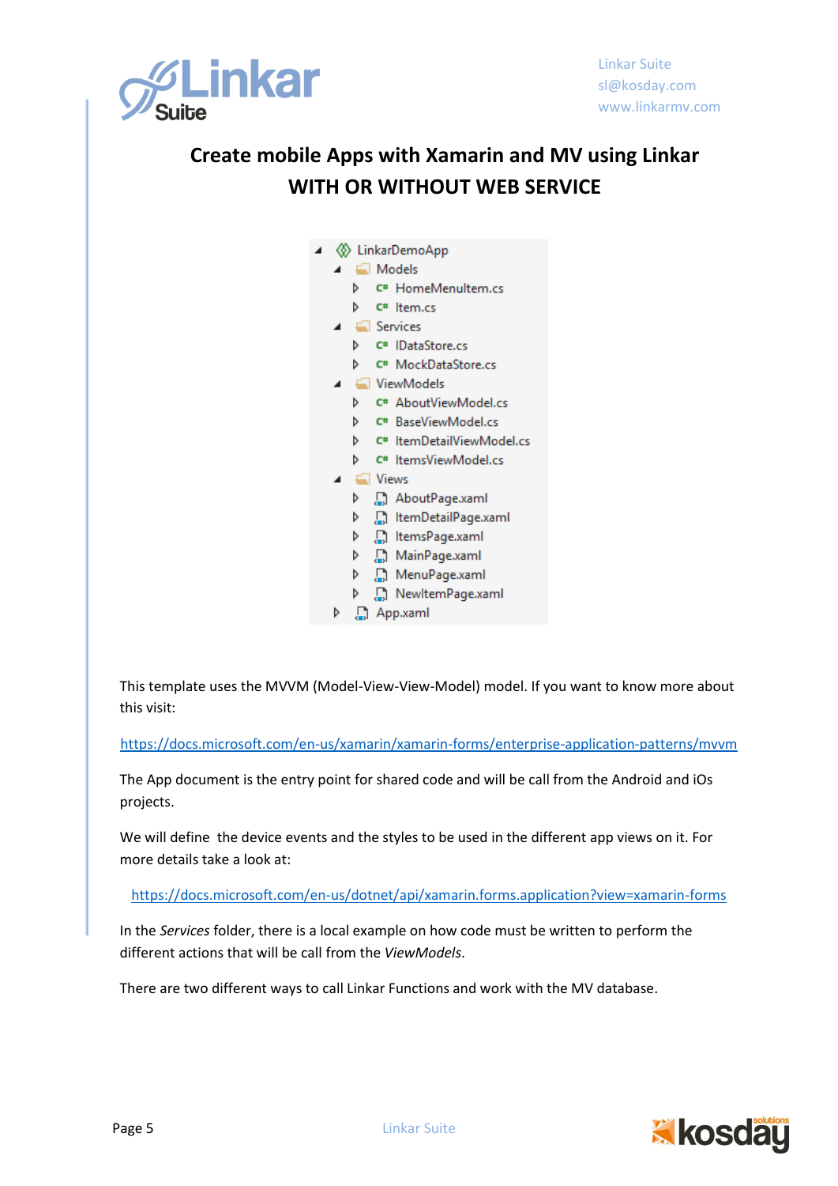# Create mobile Apps with Xamarin and MV using Linkar
# WITH OR WITHOUT WEB SERVICE

```
LinkarDemoApp
  Models
    HomeMenuItem.cs
    Item.cs
  Services
    IDataStore.cs
    MockDataStore.cs
  ViewModels
    AboutViewModel.cs
    BaseViewModel.cs
    ItemDetailViewModel.cs
    ItemsViewModel.cs
  Views
    AboutPage.xaml
    ItemDetailPage.xaml
    ItemsPage.xaml
    MainPage.xaml
    MenuPage.xaml
    NewItemPage.xaml
  App.xaml
```

This template uses the MVVM (Model-View-View-Model) model. If you want to know more about this visit:

https://docs.microsoft.com/en-us/xamarin/xamarin-forms/enterprise-application-patterns/mvvm

The App document is the entry point for shared code and will be call from the Android and iOs projects.

We will define the device events and the styles to be used in the different app views on it. For more details take a look at:

https://docs.microsoft.com/en-us/dotnet/api/xamarin.forms.application?view=xamarin-forms

In the *Services* folder, there is a local example on how code must be written to perform the different actions that will be call from the *ViewModels*.

There are two different ways to call Linkar Functions and work with the MV database.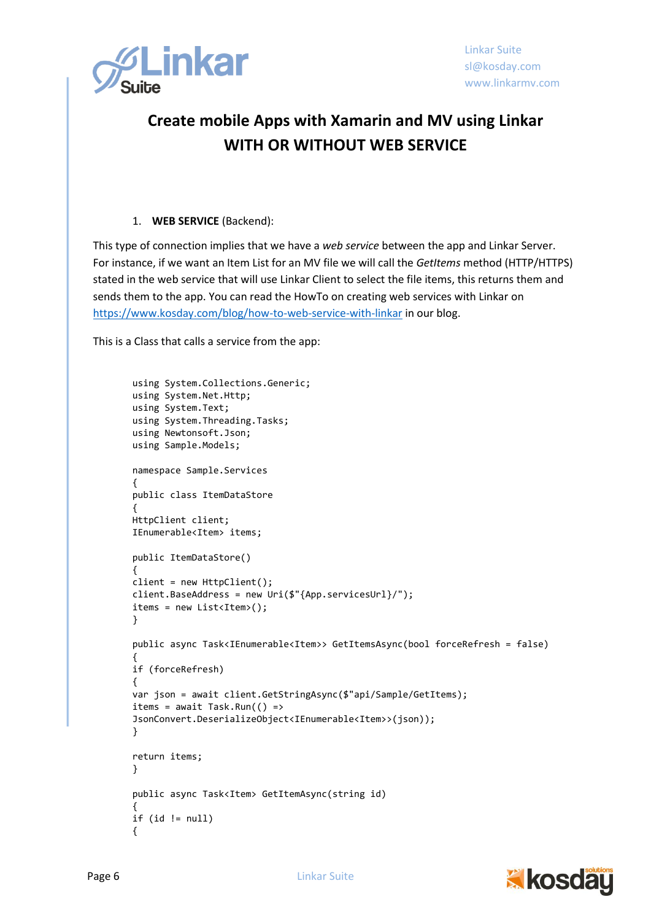# Create mobile Apps with Xamarin and MV using Linkar WITH OR WITHOUT WEB SERVICE

1. **WEB SERVICE** (Backend):

This type of connection implies that we have a *web service* between the app and Linkar Server. For instance, if we want an Item List for an MV file we will call the *GetItems* method (HTTP/HTTPS) stated in the web service that will use Linkar Client to select the file items, this returns them and sends them to the app. You can read the HowTo on creating web services with Linkar on https://www.kosday.com/blog/how-to-web-service-with-linkar in our blog.

This is a Class that calls a service from the app:

```
using System.Collections.Generic;
using System.Net.Http;
using System.Text;
using System.Threading.Tasks;
using Newtonsoft.Json;
using Sample.Models;

namespace Sample.Services
{
public class ItemDataStore
{
HttpClient client;
IEnumerable<Item> items;

public ItemDataStore()
{
client = new HttpClient();
client.BaseAddress = new Uri($"{App.servicesUrl}/");
items = new List<Item>();
}

public async Task<IEnumerable<Item>> GetItemsAsync(bool forceRefresh = false)
{
if (forceRefresh)
{
var json = await client.GetStringAsync($"api/Sample/GetItems);
items = await Task.Run(() =>
JsonConvert.DeserializeObject<IEnumerable<Item>>(json));
}

return items;
}

public async Task<Item> GetItemAsync(string id)
{
if (id != null)
{
```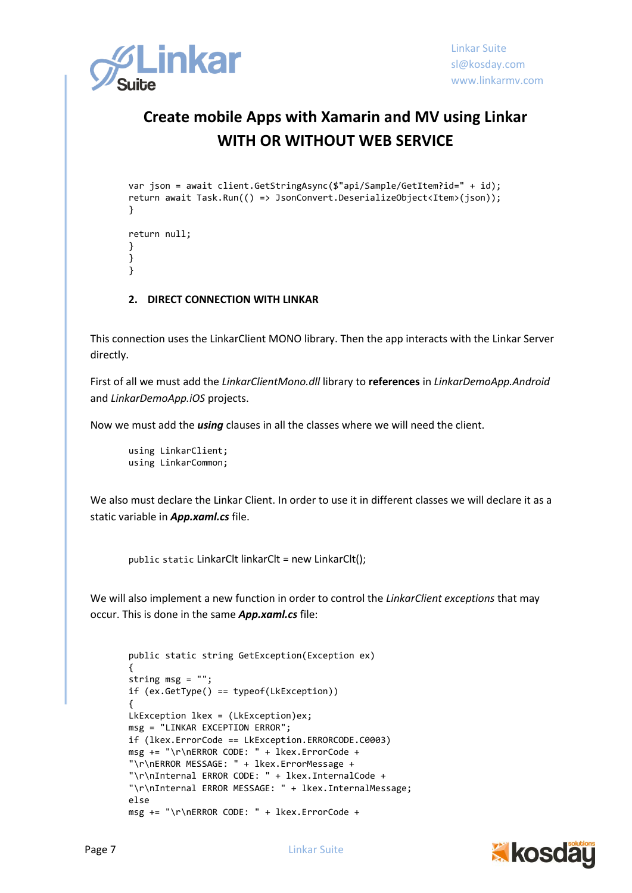# Create mobile Apps with Xamarin and MV using Linkar WITH OR WITHOUT WEB SERVICE

```
var json = await client.GetStringAsync($"api/Sample/GetItem?id=" + id);
return await Task.Run(() => JsonConvert.DeserializeObject<Item>(json));
}

return null;
}
}
}
```

## 2. DIRECT CONNECTION WITH LINKAR

This connection uses the LinkarClient MONO library. Then the app interacts with the Linkar Server directly.

First of all we must add the *LinkarClientMono.dll* library to **references** in *LinkarDemoApp.Android* and *LinkarDemoApp.iOS* projects.

Now we must add the ***using*** clauses in all the classes where we will need the client.

```
using LinkarClient;
using LinkarCommon;
```

We also must declare the Linkar Client. In order to use it in different classes we will declare it as a static variable in ***App.xaml.cs*** file.

```
public static LinkarClt linkarClt = new LinkarClt();
```

We will also implement a new function in order to control the *LinkarClient exceptions* that may occur. This is done in the same ***App.xaml.cs*** file:

```
public static string GetException(Exception ex)
{
string msg = "";
if (ex.GetType() == typeof(LkException))
{
LkException lkex = (LkException)ex;
msg = "LINKAR EXCEPTION ERROR";
if (lkex.ErrorCode == LkException.ERRORCODE.C0003)
msg += "\r\nERROR CODE: " + lkex.ErrorCode +
"\r\nERROR MESSAGE: " + lkex.ErrorMessage +
"\r\nInternal ERROR CODE: " + lkex.InternalCode +
"\r\nInternal ERROR MESSAGE: " + lkex.InternalMessage;
else
msg += "\r\nERROR CODE: " + lkex.ErrorCode +
```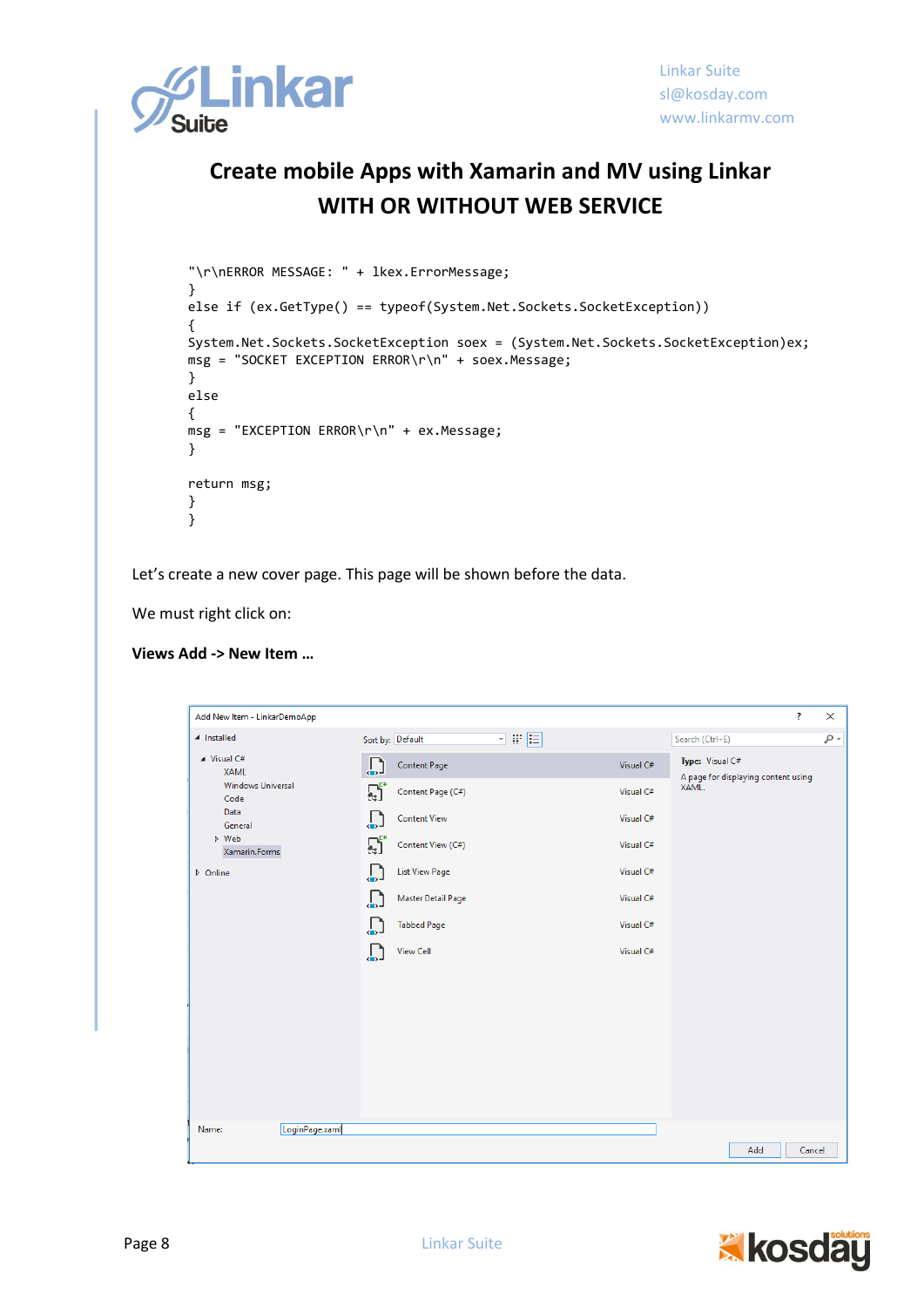```
"\r\nERROR MESSAGE: " + lkex.ErrorMessage;
}
else if (ex.GetType() == typeof(System.Net.Sockets.SocketException))
{
System.Net.Sockets.SocketException soex = (System.Net.Sockets.SocketException)ex;
msg = "SOCKET EXCEPTION ERROR\r\n" + soex.Message;
}
else
{
msg = "EXCEPTION ERROR\r\n" + ex.Message;
}

return msg;
}
}
```

Let's create a new cover page. This page will be shown before the data.

We must right click on:

**Views Add -> New Item …**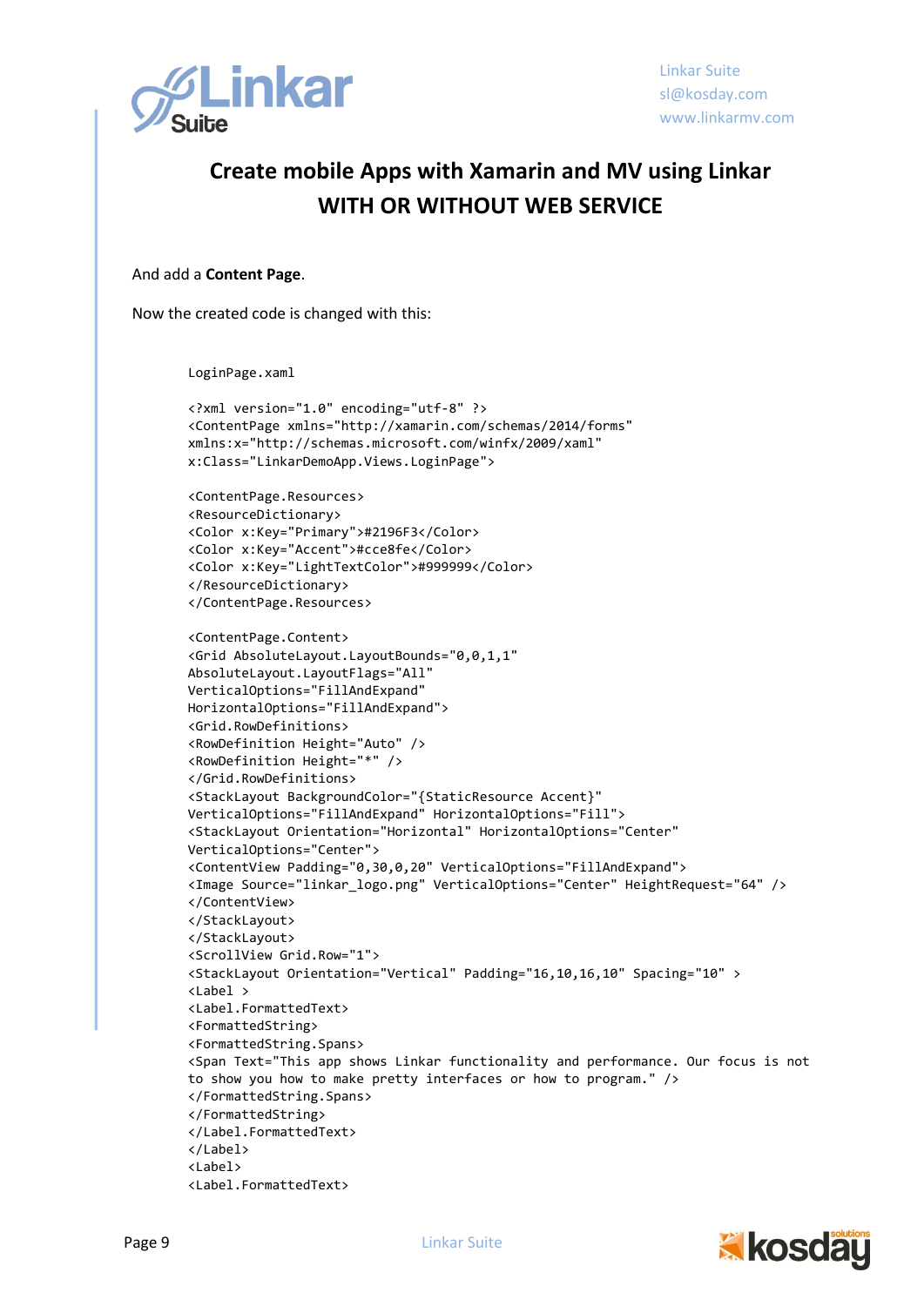And add a **Content Page**.

Now the created code is changed with this:

```
LoginPage.xaml

<?xml version="1.0" encoding="utf-8" ?>
<ContentPage xmlns="http://xamarin.com/schemas/2014/forms"
xmlns:x="http://schemas.microsoft.com/winfx/2009/xaml"
x:Class="LinkarDemoApp.Views.LoginPage">

<ContentPage.Resources>
<ResourceDictionary>
<Color x:Key="Primary">#2196F3</Color>
<Color x:Key="Accent">#cce8fe</Color>
<Color x:Key="LightTextColor">#999999</Color>
</ResourceDictionary>
</ContentPage.Resources>

<ContentPage.Content>
<Grid AbsoluteLayout.LayoutBounds="0,0,1,1"
AbsoluteLayout.LayoutFlags="All"
VerticalOptions="FillAndExpand"
HorizontalOptions="FillAndExpand">
<Grid.RowDefinitions>
<RowDefinition Height="Auto" />
<RowDefinition Height="*" />
</Grid.RowDefinitions>
<StackLayout BackgroundColor="{StaticResource Accent}"
VerticalOptions="FillAndExpand" HorizontalOptions="Fill">
<StackLayout Orientation="Horizontal" HorizontalOptions="Center"
VerticalOptions="Center">
<ContentView Padding="0,30,0,20" VerticalOptions="FillAndExpand">
<Image Source="linkar_logo.png" VerticalOptions="Center" HeightRequest="64" />
</ContentView>
</StackLayout>
</StackLayout>
<ScrollView Grid.Row="1">
<StackLayout Orientation="Vertical" Padding="16,10,16,10" Spacing="10" >
<Label >
<Label.FormattedText>
<FormattedString>
<FormattedString.Spans>
<Span Text="This app shows Linkar functionality and performance. Our focus is not
to show you how to make pretty interfaces or how to program." />
</FormattedString.Spans>
</FormattedString>
</Label.FormattedText>
</Label>
<Label>
<Label.FormattedText>
```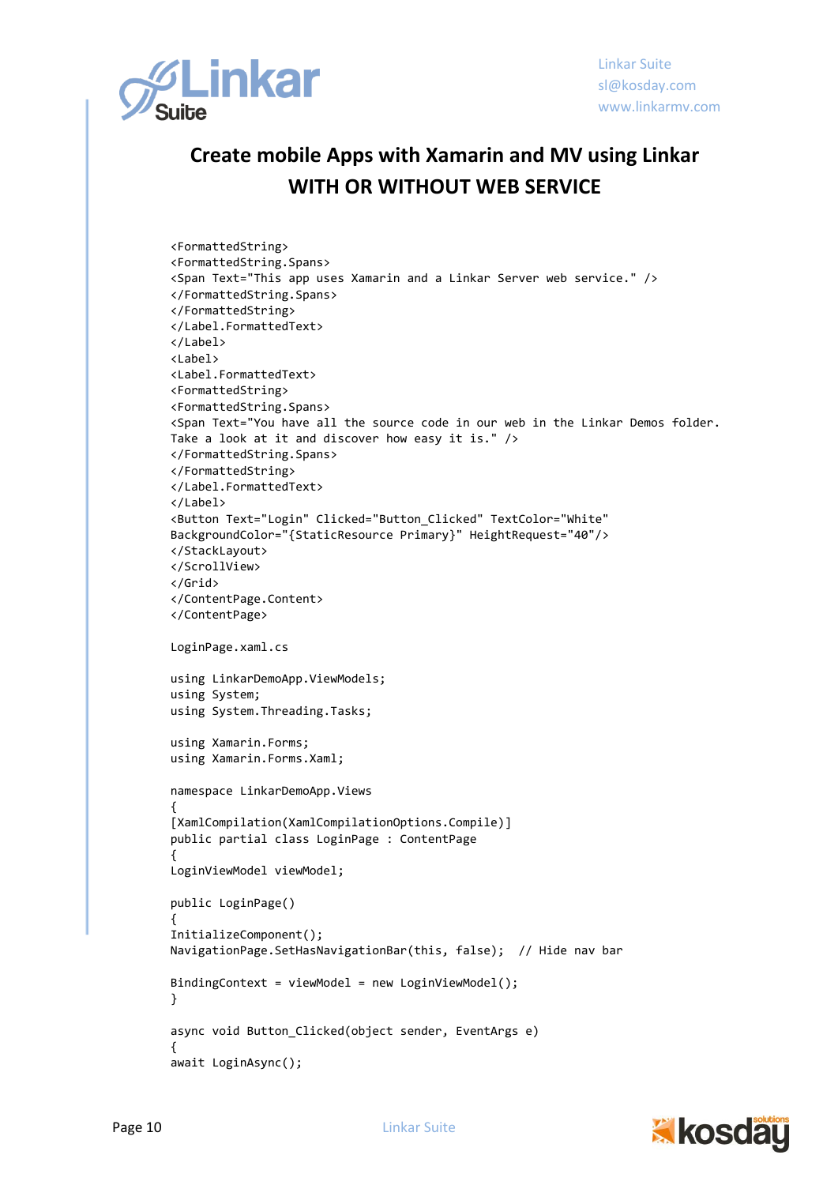# Create mobile Apps with Xamarin and MV using Linkar
## WITH OR WITHOUT WEB SERVICE

```
<FormattedString>
<FormattedString.Spans>
<Span Text="This app uses Xamarin and a Linkar Server web service." />
</FormattedString.Spans>
</FormattedString>
</Label.FormattedText>
</Label>
<Label>
<Label.FormattedText>
<FormattedString>
<FormattedString.Spans>
<Span Text="You have all the source code in our web in the Linkar Demos folder.
Take a look at it and discover how easy it is." />
</FormattedString.Spans>
</FormattedString>
</Label.FormattedText>
</Label>
<Button Text="Login" Clicked="Button_Clicked" TextColor="White"
BackgroundColor="{StaticResource Primary}" HeightRequest="40"/>
</StackLayout>
</ScrollView>
</Grid>
</ContentPage.Content>
</ContentPage>
```

LoginPage.xaml.cs

```
using LinkarDemoApp.ViewModels;
using System;
using System.Threading.Tasks;

using Xamarin.Forms;
using Xamarin.Forms.Xaml;

namespace LinkarDemoApp.Views
{
[XamlCompilation(XamlCompilationOptions.Compile)]
public partial class LoginPage : ContentPage
{
LoginViewModel viewModel;

public LoginPage()
{
InitializeComponent();
NavigationPage.SetHasNavigationBar(this, false);  // Hide nav bar

BindingContext = viewModel = new LoginViewModel();
}

async void Button_Clicked(object sender, EventArgs e)
{
await LoginAsync();
```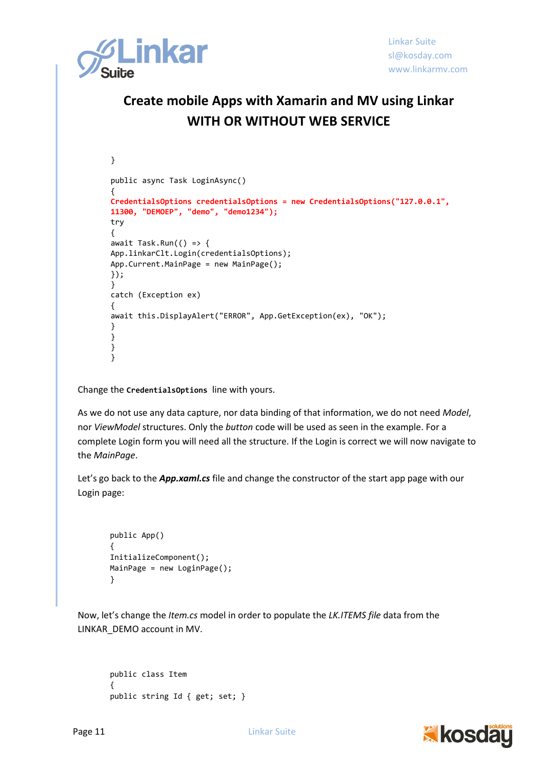## Create mobile Apps with Xamarin and MV using Linkar WITH OR WITHOUT WEB SERVICE

```
}

public async Task LoginAsync()
{
CredentialsOptions credentialsOptions = new CredentialsOptions("127.0.0.1",
11300, "DEMOEP", "demo", "demo1234");
try
{
await Task.Run(() => {
App.linkarClt.Login(credentialsOptions);
App.Current.MainPage = new MainPage();
});
}
catch (Exception ex)
{
await this.DisplayAlert("ERROR", App.GetException(ex), "OK");
}
}
}
}
```

Change the `CredentialsOptions` line with yours.

As we do not use any data capture, nor data binding of that information, we do not need *Model*, nor *ViewModel* structures. Only the *button* code will be used as seen in the example. For a complete Login form you will need all the structure. If the Login is correct we will now navigate to the *MainPage*.

Let's go back to the ***App.xaml.cs*** file and change the constructor of the start app page with our Login page:

```
public App()
{
InitializeComponent();
MainPage = new LoginPage();
}
```

Now, let's change the *Item.cs* model in order to populate the *LK.ITEMS file* data from the LINKAR_DEMO account in MV.

```
public class Item
{
public string Id { get; set; }
```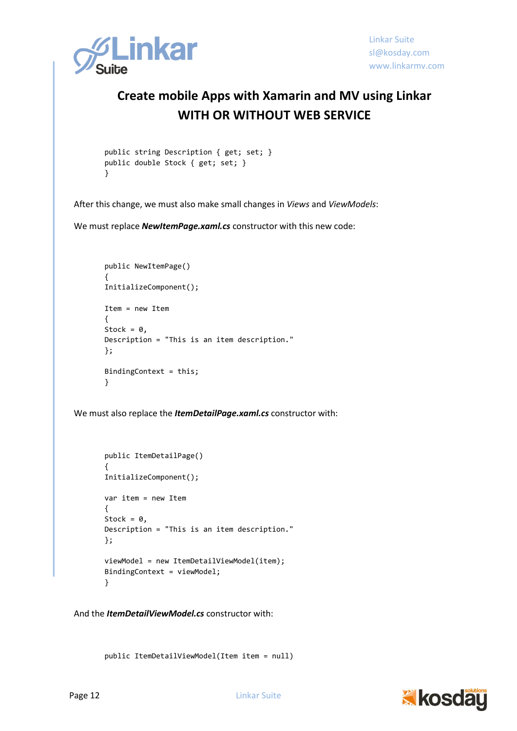```
public string Description { get; set; }
public double Stock { get; set; }
}
```

After this change, we must also make small changes in *Views* and *ViewModels*:

We must replace ***NewItemPage.xaml.cs*** constructor with this new code:

```
public NewItemPage()
{
InitializeComponent();

Item = new Item
{
Stock = 0,
Description = "This is an item description."
};

BindingContext = this;
}
```

We must also replace the ***ItemDetailPage.xaml.cs*** constructor with:

```
public ItemDetailPage()
{
InitializeComponent();

var item = new Item
{
Stock = 0,
Description = "This is an item description."
};

viewModel = new ItemDetailViewModel(item);
BindingContext = viewModel;
}
```

And the ***ItemDetailViewModel.cs*** constructor with:

```
public ItemDetailViewModel(Item item = null)
```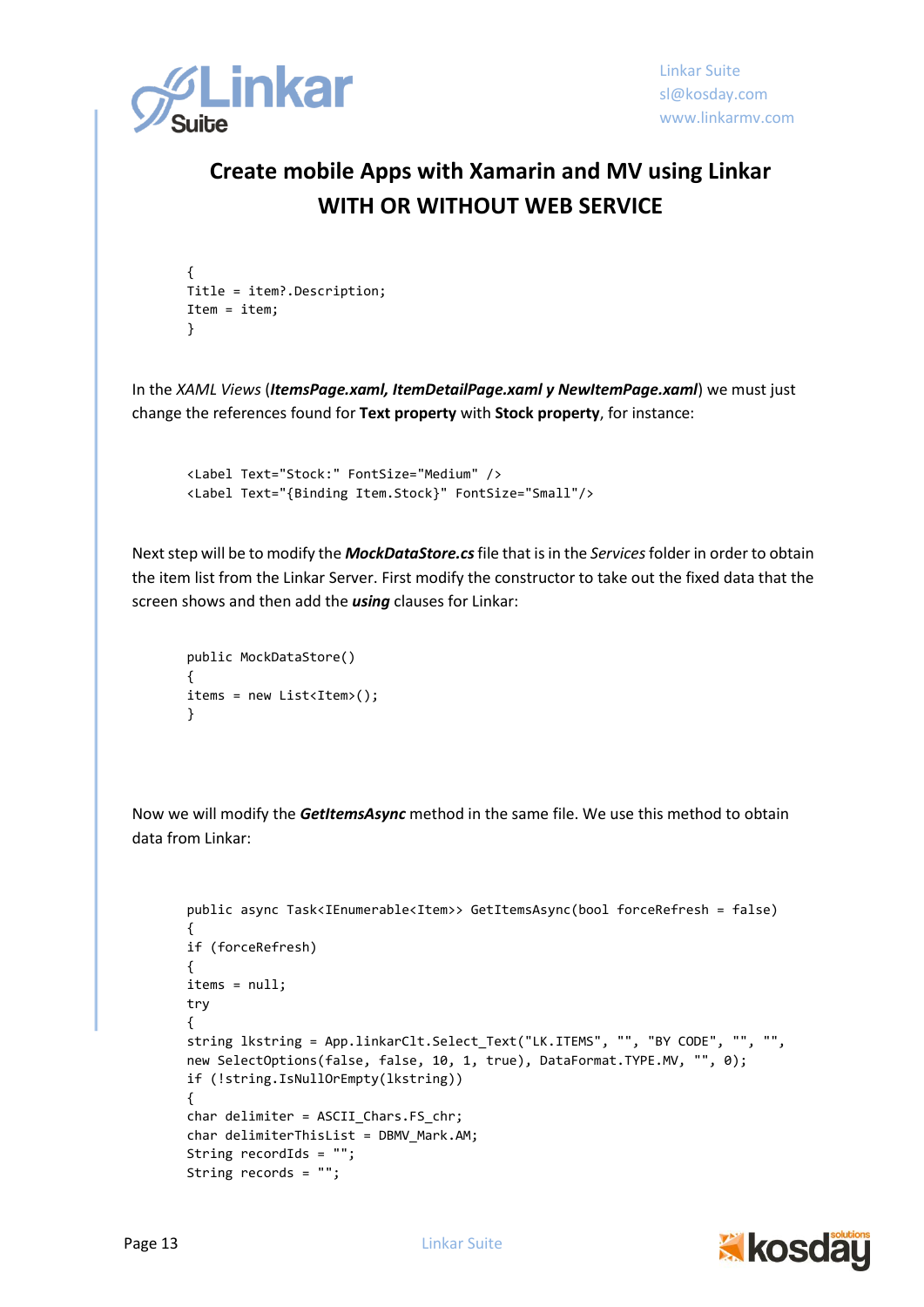# Create mobile Apps with Xamarin and MV using Linkar WITH OR WITHOUT WEB SERVICE

```
{
Title = item?.Description;
Item = item;
}
```

In the *XAML Views* (***ItemsPage.xaml, ItemDetailPage.xaml y NewItemPage.xaml***) we must just change the references found for **Text property** with **Stock property**, for instance:

```
<Label Text="Stock:" FontSize="Medium" />
<Label Text="{Binding Item.Stock}" FontSize="Small"/>
```

Next step will be to modify the ***MockDataStore.cs*** file that is in the *Services* folder in order to obtain the item list from the Linkar Server. First modify the constructor to take out the fixed data that the screen shows and then add the ***using*** clauses for Linkar:

```
public MockDataStore()
{
items = new List<Item>();
}
```

Now we will modify the ***GetItemsAsync*** method in the same file. We use this method to obtain data from Linkar:

```
public async Task<IEnumerable<Item>> GetItemsAsync(bool forceRefresh = false)
{
if (forceRefresh)
{
items = null;
try
{
string lkstring = App.linkarClt.Select_Text("LK.ITEMS", "", "BY CODE", "", "",
new SelectOptions(false, false, 10, 1, true), DataFormat.TYPE.MV, "", 0);
if (!string.IsNullOrEmpty(lkstring))
{
char delimiter = ASCII_Chars.FS_chr;
char delimiterThisList = DBMV_Mark.AM;
String recordIds = "";
String records = "";
```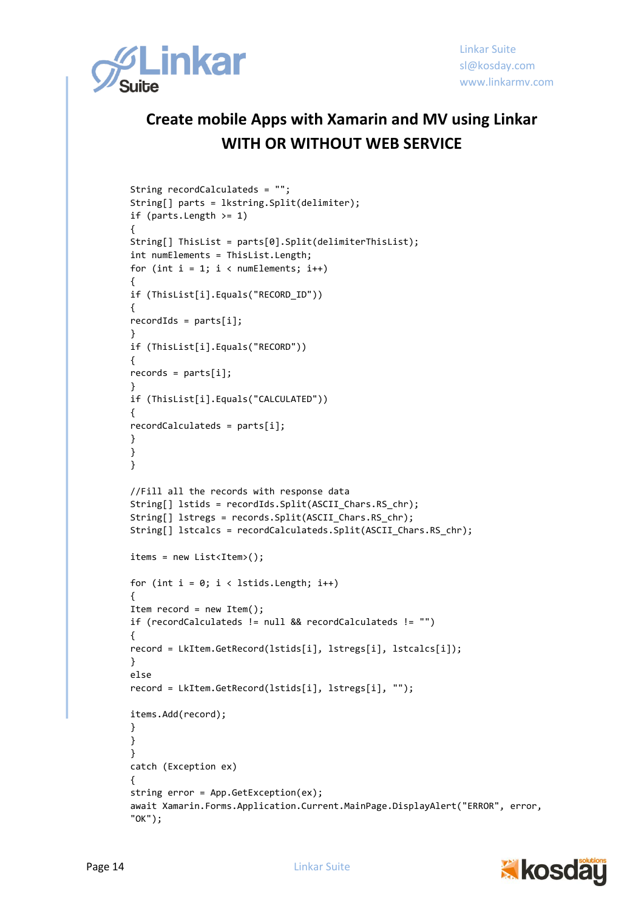```
String recordCalculateds = "";
String[] parts = lkstring.Split(delimiter);
if (parts.Length >= 1)
{
String[] ThisList = parts[0].Split(delimiterThisList);
int numElements = ThisList.Length;
for (int i = 1; i < numElements; i++)
{
if (ThisList[i].Equals("RECORD_ID"))
{
recordIds = parts[i];
}
if (ThisList[i].Equals("RECORD"))
{
records = parts[i];
}
if (ThisList[i].Equals("CALCULATED"))
{
recordCalculateds = parts[i];
}
}
}

//Fill all the records with response data
String[] lstids = recordIds.Split(ASCII_Chars.RS_chr);
String[] lstregs = records.Split(ASCII_Chars.RS_chr);
String[] lstcalcs = recordCalculateds.Split(ASCII_Chars.RS_chr);

items = new List<Item>();

for (int i = 0; i < lstids.Length; i++)
{
Item record = new Item();
if (recordCalculateds != null && recordCalculateds != "")
{
record = LkItem.GetRecord(lstids[i], lstregs[i], lstcalcs[i]);
}
else
record = LkItem.GetRecord(lstids[i], lstregs[i], "");

items.Add(record);
}
}
}
catch (Exception ex)
{
string error = App.GetException(ex);
await Xamarin.Forms.Application.Current.MainPage.DisplayAlert("ERROR", error,
"OK");
```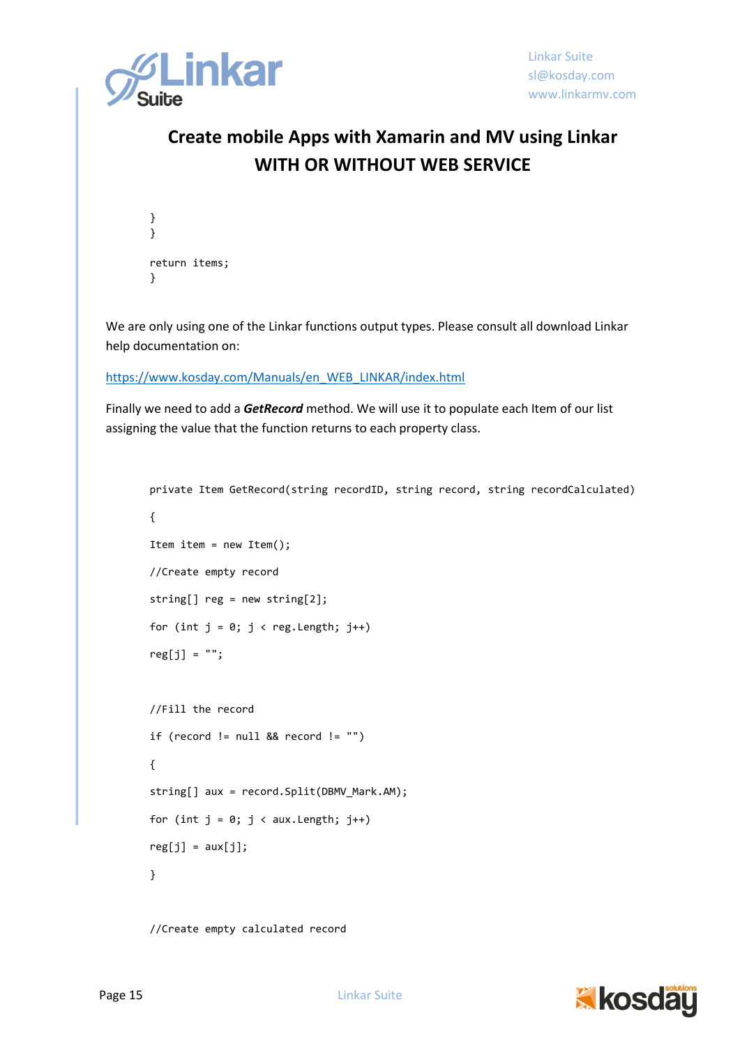```
}
}

return items;
}
```

We are only using one of the Linkar functions output types. Please consult all download Linkar help documentation on:

https://www.kosday.com/Manuals/en_WEB_LINKAR/index.html

Finally we need to add a ***GetRecord*** method. We will use it to populate each Item of our list assigning the value that the function returns to each property class.

```
private Item GetRecord(string recordID, string record, string recordCalculated)

{

Item item = new Item();

//Create empty record

string[] reg = new string[2];

for (int j = 0; j < reg.Length; j++)

reg[j] = "";


//Fill the record

if (record != null && record != "")

{

string[] aux = record.Split(DBMV_Mark.AM);

for (int j = 0; j < aux.Length; j++)

reg[j] = aux[j];

}


//Create empty calculated record
```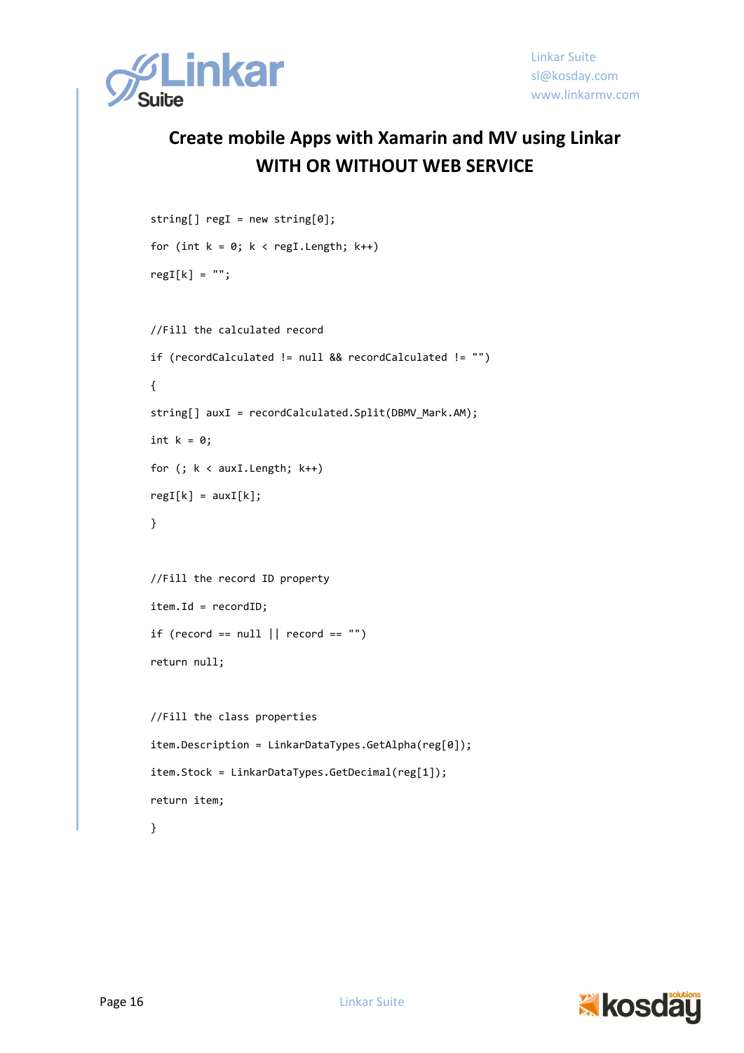```
string[] regI = new string[0];
for (int k = 0; k < regI.Length; k++)
regI[k] = "";

//Fill the calculated record
if (recordCalculated != null && recordCalculated != "")
{
string[] auxI = recordCalculated.Split(DBMV_Mark.AM);
int k = 0;
for (; k < auxI.Length; k++)
regI[k] = auxI[k];
}

//Fill the record ID property
item.Id = recordID;
if (record == null || record == "")
return null;

//Fill the class properties
item.Description = LinkarDataTypes.GetAlpha(reg[0]);
item.Stock = LinkarDataTypes.GetDecimal(reg[1]);
return item;
}
```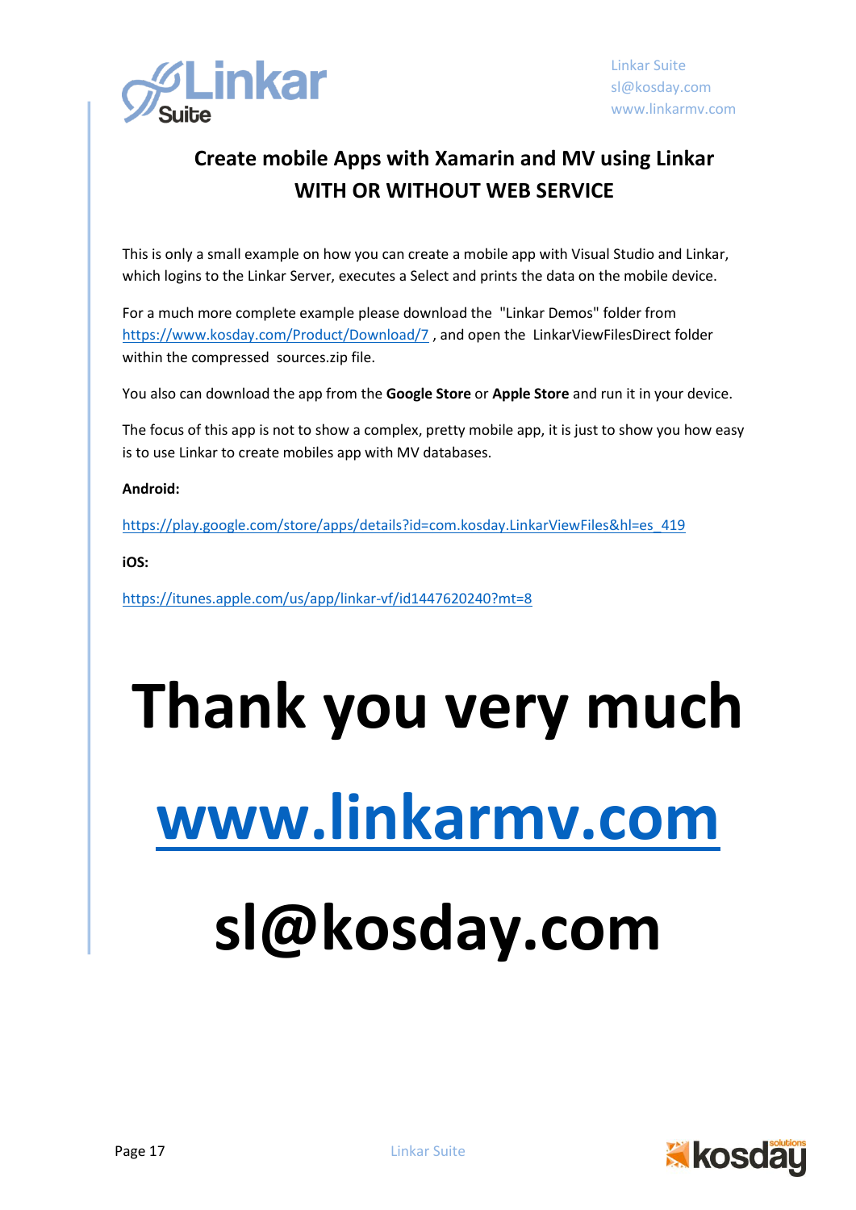## Create mobile Apps with Xamarin and MV using Linkar WITH OR WITHOUT WEB SERVICE

This is only a small example on how you can create a mobile app with Visual Studio and Linkar, which logins to the Linkar Server, executes a Select and prints the data on the mobile device.

For a much more complete example please download the "Linkar Demos" folder from https://www.kosday.com/Product/Download/7 , and open the LinkarViewFilesDirect folder within the compressed sources.zip file.

You also can download the app from the **Google Store** or **Apple Store** and run it in your device.

The focus of this app is not to show a complex, pretty mobile app, it is just to show you how easy is to use Linkar to create mobiles app with MV databases.

**Android:**

https://play.google.com/store/apps/details?id=com.kosday.LinkarViewFiles&hl=es_419

**iOS:**

https://itunes.apple.com/us/app/linkar-vf/id1447620240?mt=8

# Thank you very much

# www.linkarmv.com

# sl@kosday.com